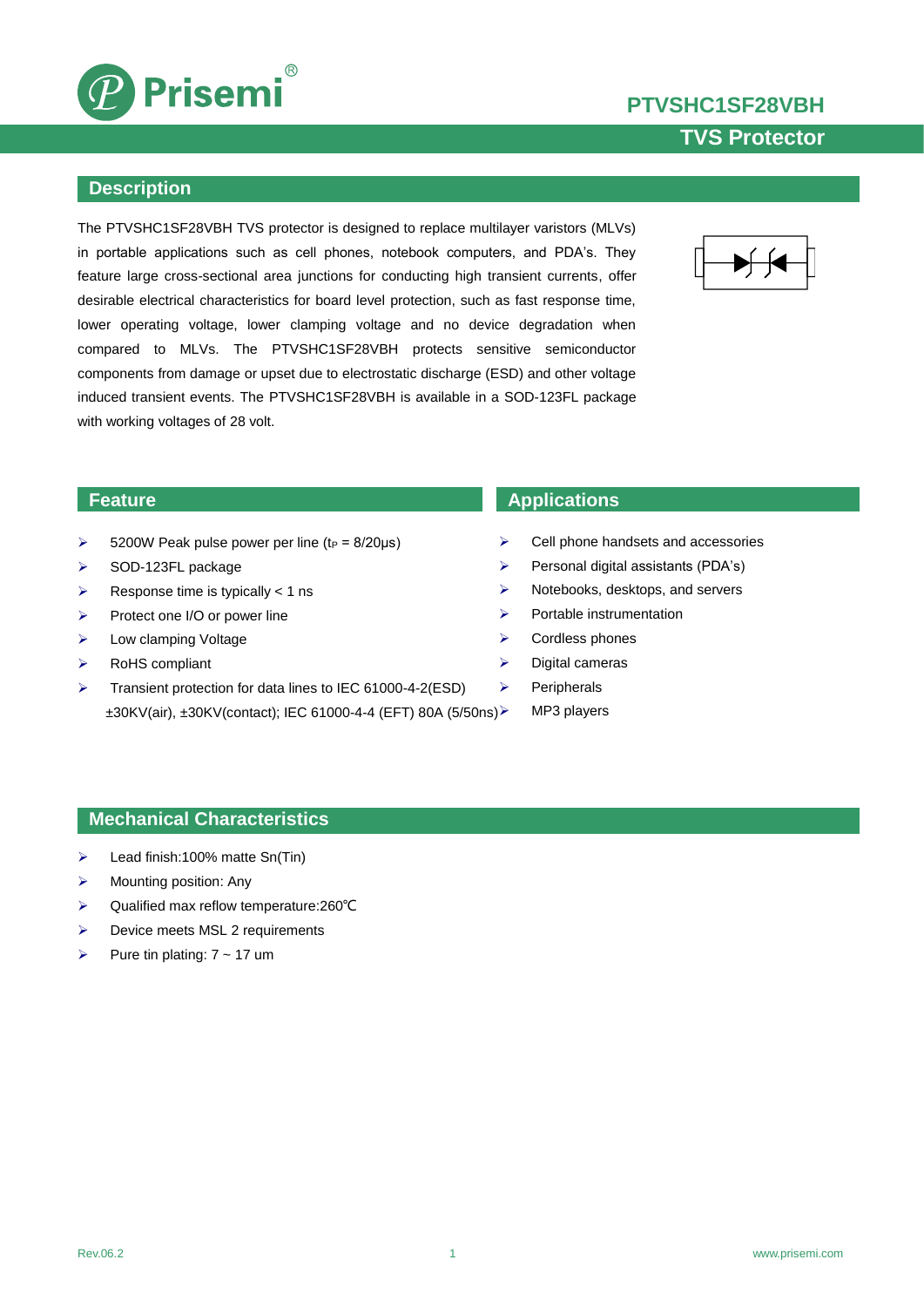# PTVSHC1SF28VBH

## TVS Protector

## Description

The PTVSHC1SF28VBH TVS protector is designed to replace multilayer varistors (MLVs) in portable applications such as cell phones, notebook computers, and PDA's. They feature large cross-sectional area junctions for conducting high transient currents, offer desirable electrical characteristics for board level protection, such as fast response time, lower operating voltage, lower clamping voltage and no device degradation when compared to MLVs. The PTVSHC1SF28VBH protects sensitive semiconductor components from damage or upset due to electrostatic discharge (ESD) and other voltage induced transient events. The PTVSHC1SF28VBH is available in a SOD-123FL package with working voltages of 28 volt.

## Feature

- 5200W Peak pulse power per line ($t_P$ = 8/20μs)
- SOD-123FL package
- Response time is typically < 1 ns
- Protect one I/O or power line
- Low clamping Voltage
- RoHS compliant
- Transient protection for data lines to IEC 61000-4-2(ESD) ±30KV(air), ±30KV(contact); IEC 61000-4-4 (EFT) 80A (5/50ns)

## Applications

- Cell phone handsets and accessories
- Personal digital assistants (PDA's)
- Notebooks, desktops, and servers
- Portable instrumentation
- Cordless phones
- Digital cameras
- Peripherals
- MP3 players

## Mechanical Characteristics

- Lead finish:100% matte Sn(Tin)
- Mounting position: Any
- Qualified max reflow temperature:260℃
- Device meets MSL 2 requirements
- Pure tin plating: 7 ~ 17 um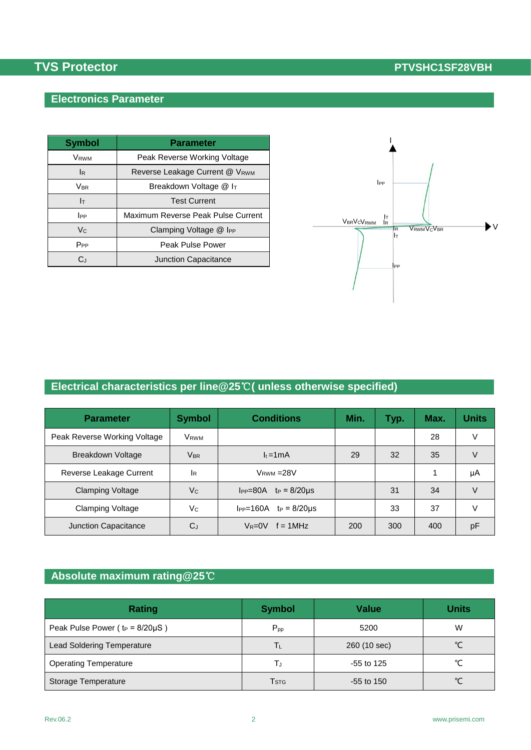## Electronics Parameter

| Symbol | Parameter |
|---|---|
| $V_{RWM}$ | Peak Reverse Working Voltage |
| $I_R$ | Reverse Leakage Current @ $V_{RWM}$ |
| $V_{BR}$ | Breakdown Voltage @ $I_T$ |
| $I_T$ | Test Current |
| $I_{PP}$ | Maximum Reverse Peak Pulse Current |
| $V_C$ | Clamping Voltage @ $I_{PP}$ |
| $P_{PP}$ | Peak Pulse Power |
| $C_J$ | Junction Capacitance |

## Electrical characteristics per line@25℃( unless otherwise specified)

| Parameter | Symbol | Conditions | Min. | Typ. | Max. | Units |
|---|---|---|---|---|---|---|
| Peak Reverse Working Voltage | $V_{RWM}$ | | | | 28 | V |
| Breakdown Voltage | $V_{BR}$ | $I_t$=1mA | 29 | 32 | 35 | V |
| Reverse Leakage Current | $I_R$ | $V_{RWM}$ =28V | | | 1 | μA |
| Clamping Voltage | $V_C$ | $I_{PP}$=80A $t_P$ = 8/20μs | | 31 | 34 | V |
| Clamping Voltage | $V_C$ | $I_{PP}$=160A $t_P$ = 8/20μs | | 33 | 37 | V |
| Junction Capacitance | $C_J$ | $V_R$=0V f = 1MHz | 200 | 300 | 400 | pF |

## Absolute maximum rating@25℃

| Rating | Symbol | Value | Units |
|---|---|---|---|
| Peak Pulse Power ( $t_P$ = 8/20μS ) | $P_{pp}$ | 5200 | W |
| Lead Soldering Temperature | $T_L$ | 260 (10 sec) | ℃ |
| Operating Temperature | $T_J$ | -55 to 125 | ℃ |
| Storage Temperature | $T_{STG}$ | -55 to 150 | ℃ |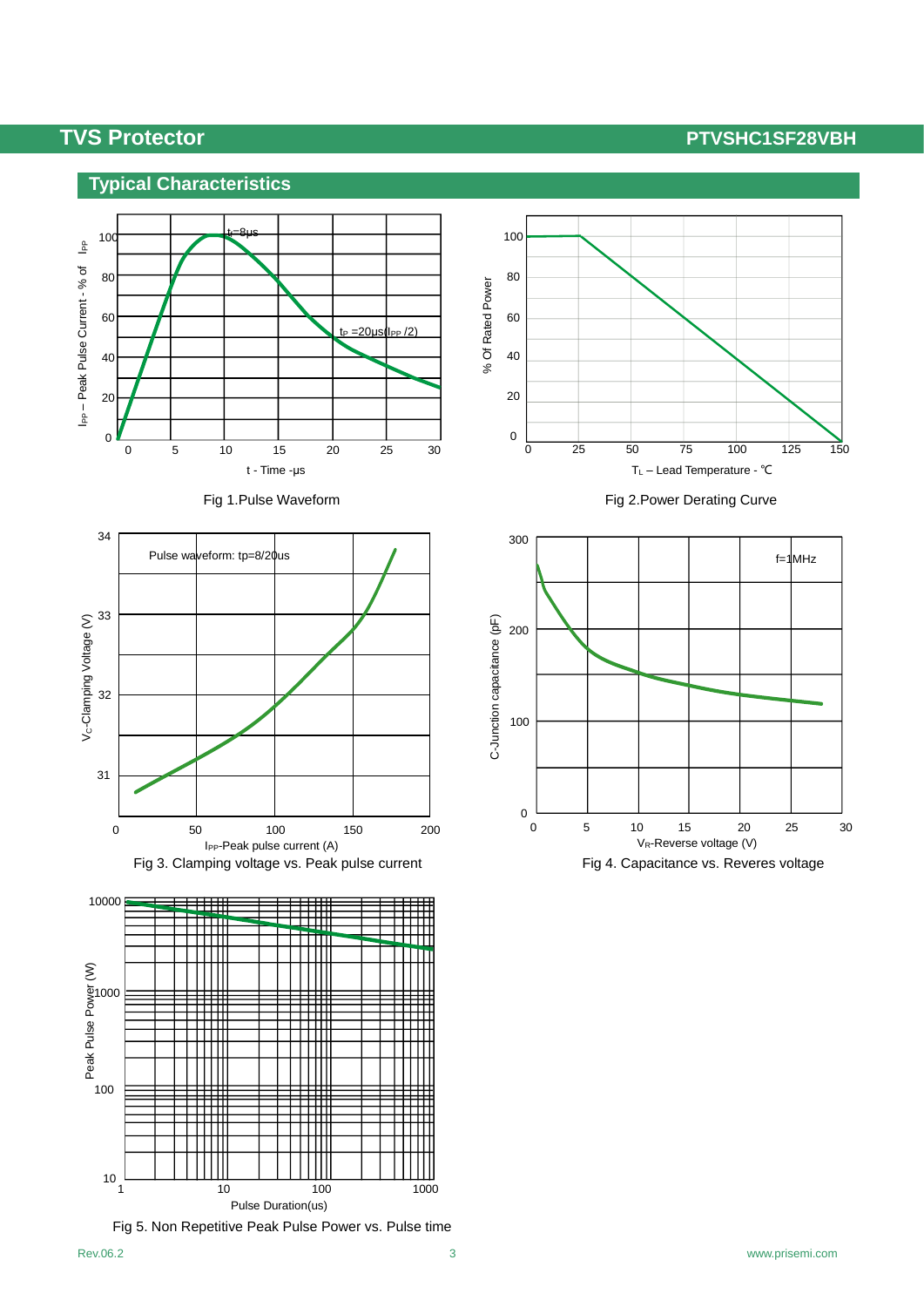## Typical Characteristics

Fig 1.Pulse Waveform

Fig 2.Power Derating Curve

Fig 3. Clamping voltage vs. Peak pulse current

Fig 4. Capacitance vs. Reveres voltage

Fig 5. Non Repetitive Peak Pulse Power vs. Pulse time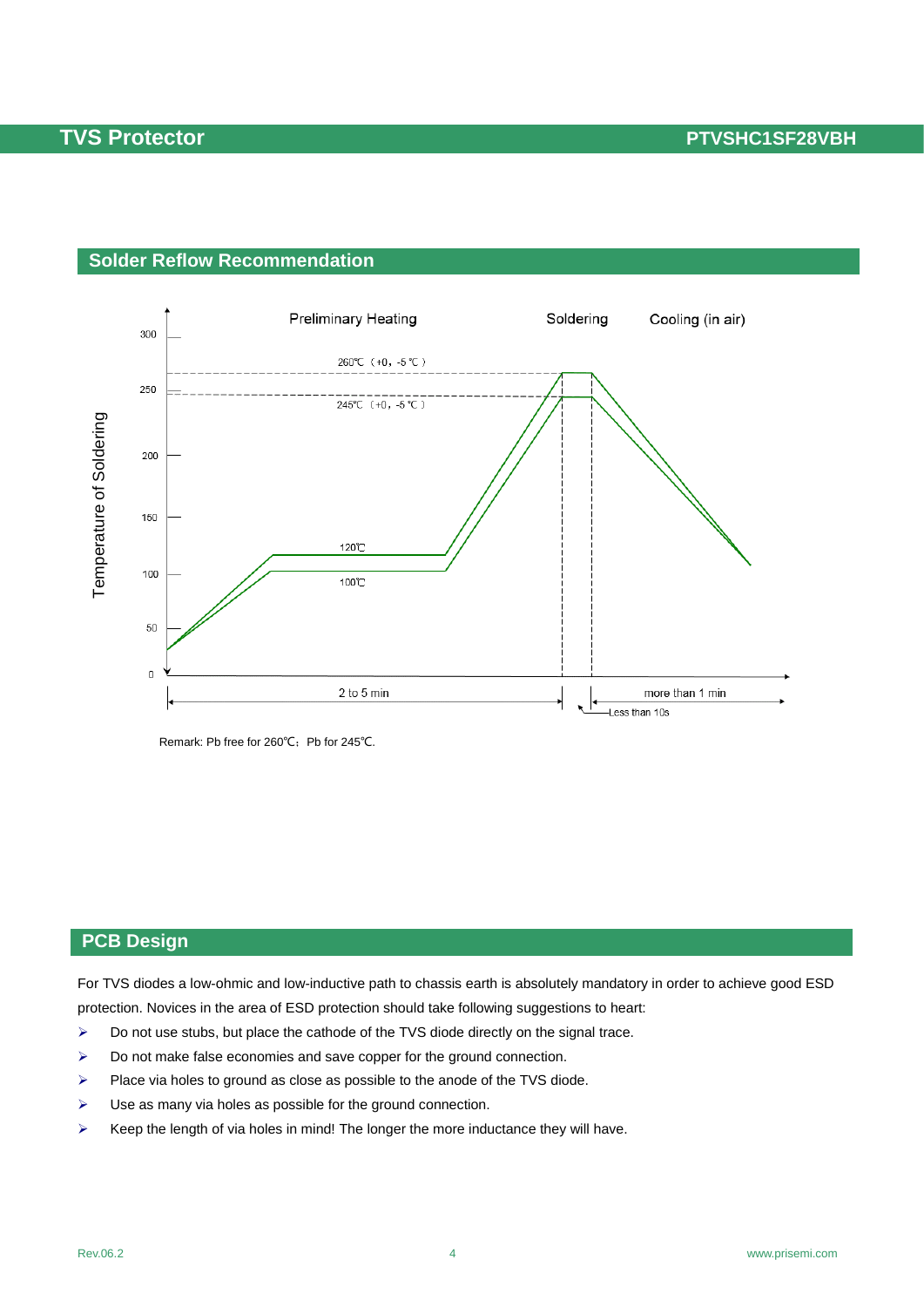## Solder Reflow Recommendation

Remark: Pb free for 260℃; Pb for 245℃.

## PCB Design

For TVS diodes a low-ohmic and low-inductive path to chassis earth is absolutely mandatory in order to achieve good ESD protection. Novices in the area of ESD protection should take following suggestions to heart:

- Do not use stubs, but place the cathode of the TVS diode directly on the signal trace.
- Do not make false economies and save copper for the ground connection.
- Place via holes to ground as close as possible to the anode of the TVS diode.
- Use as many via holes as possible for the ground connection.
- Keep the length of via holes in mind! The longer the more inductance they will have.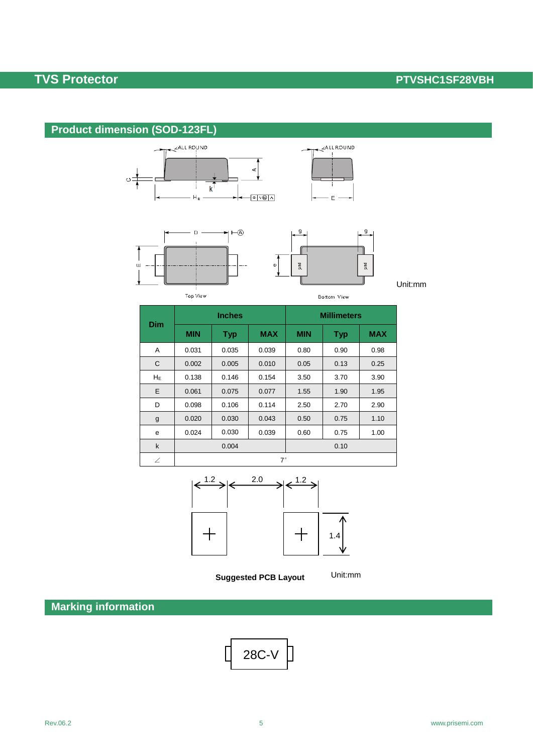## Product dimension (SOD-123FL)

Top View

Bottom View

Unit:mm

| Dim | Inches | | | Millimeters | | |
|---|---|---|---|---|---|---|
| | MIN | Typ | MAX | MIN | Typ | MAX |
| A | 0.031 | 0.035 | 0.039 | 0.80 | 0.90 | 0.98 |
| C | 0.002 | 0.005 | 0.010 | 0.05 | 0.13 | 0.25 |
| $H_E$ | 0.138 | 0.146 | 0.154 | 3.50 | 3.70 | 3.90 |
| E | 0.061 | 0.075 | 0.077 | 1.55 | 1.90 | 1.95 |
| D | 0.098 | 0.106 | 0.114 | 2.50 | 2.70 | 2.90 |
| g | 0.020 | 0.030 | 0.043 | 0.50 | 0.75 | 1.10 |
| e | 0.024 | 0.030 | 0.039 | 0.60 | 0.75 | 1.00 |
| k | | 0.004 | | | 0.10 | |
| ∠ | | | | 7° | | |

**Suggested PCB Layout** Unit:mm

## Marking information

28C-V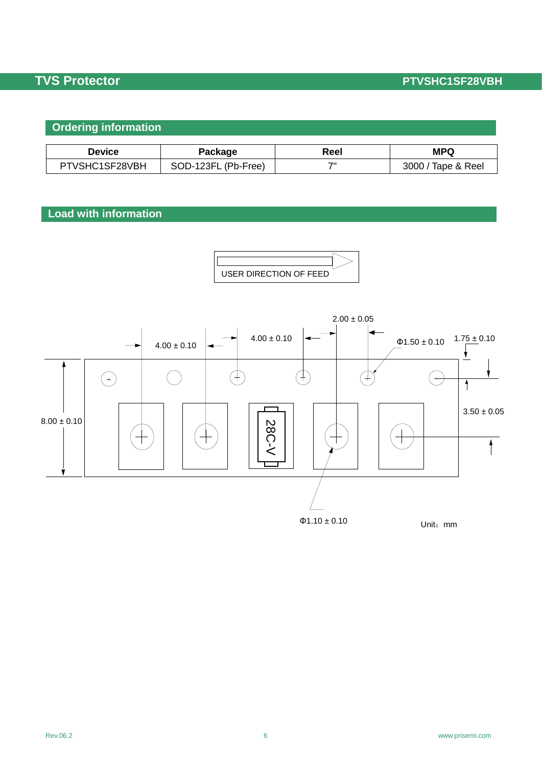## Ordering information

| Device | Package | Reel | MPQ |
|---|---|---|---|
| PTVSHC1SF28VBH | SOD-123FL (Pb-Free) | 7" | 3000 / Tape & Reel |

## Load with information

USER DIRECTION OF FEED

2.00 ± 0.05

4.00 ± 0.10

4.00 ± 0.10

Φ1.50 ± 0.10

1.75 ± 0.10

8.00 ± 0.10

28C-V

3.50 ± 0.05

Φ1.10 ± 0.10

Unit：mm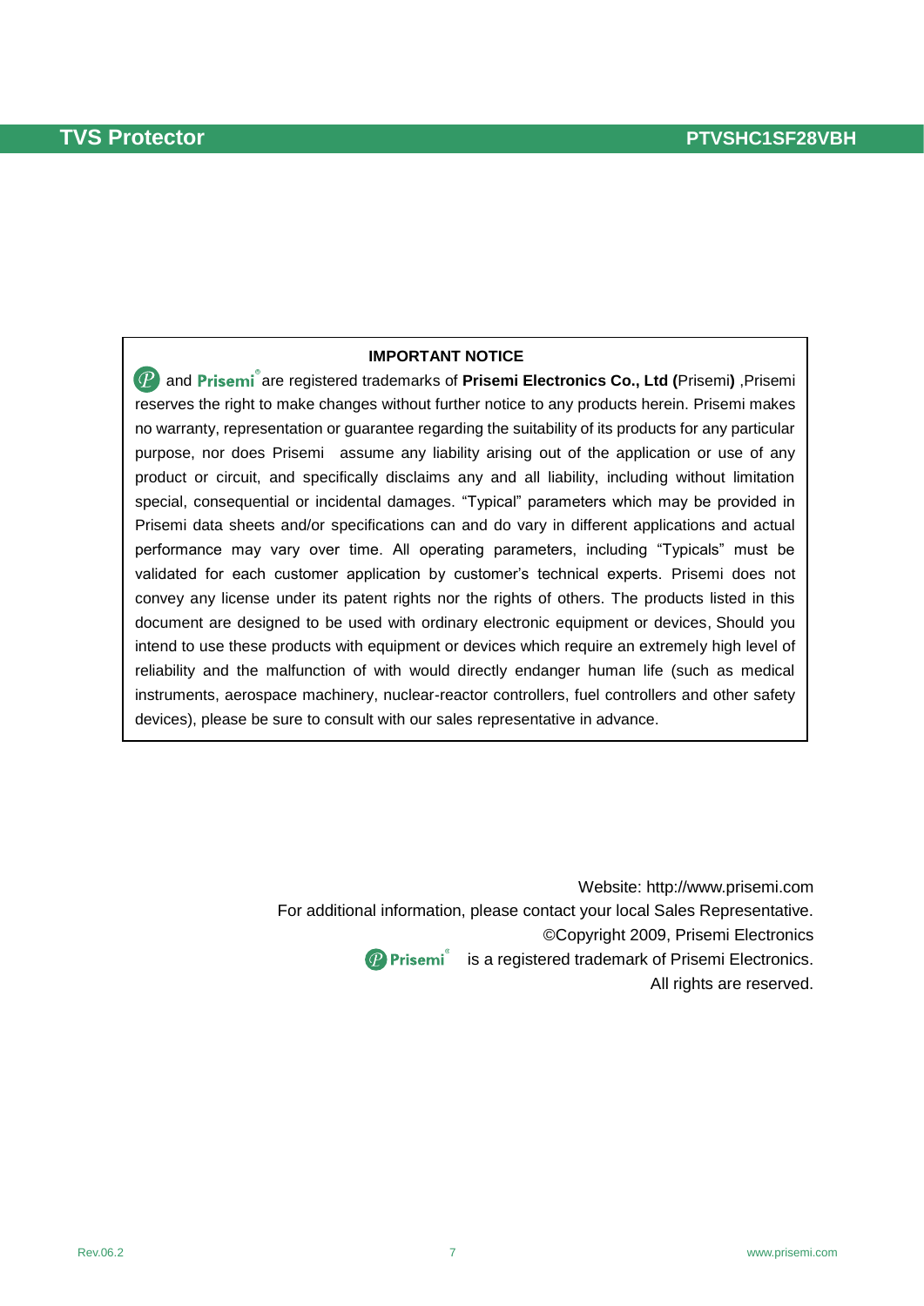## IMPORTANT NOTICE

and **Prisemi** are registered trademarks of **Prisemi Electronics Co., Ltd (**Prisemi**)** ,Prisemi reserves the right to make changes without further notice to any products herein. Prisemi makes no warranty, representation or guarantee regarding the suitability of its products for any particular purpose, nor does Prisemi assume any liability arising out of the application or use of any product or circuit, and specifically disclaims any and all liability, including without limitation special, consequential or incidental damages. "Typical" parameters which may be provided in Prisemi data sheets and/or specifications can and do vary in different applications and actual performance may vary over time. All operating parameters, including "Typicals" must be validated for each customer application by customer's technical experts. Prisemi does not convey any license under its patent rights nor the rights of others. The products listed in this document are designed to be used with ordinary electronic equipment or devices, Should you intend to use these products with equipment or devices which require an extremely high level of reliability and the malfunction of with would directly endanger human life (such as medical instruments, aerospace machinery, nuclear-reactor controllers, fuel controllers and other safety devices), please be sure to consult with our sales representative in advance.

Website: http://www.prisemi.com
For additional information, please contact your local Sales Representative.
©Copyright 2009, Prisemi Electronics
Prisemi is a registered trademark of Prisemi Electronics.
All rights are reserved.